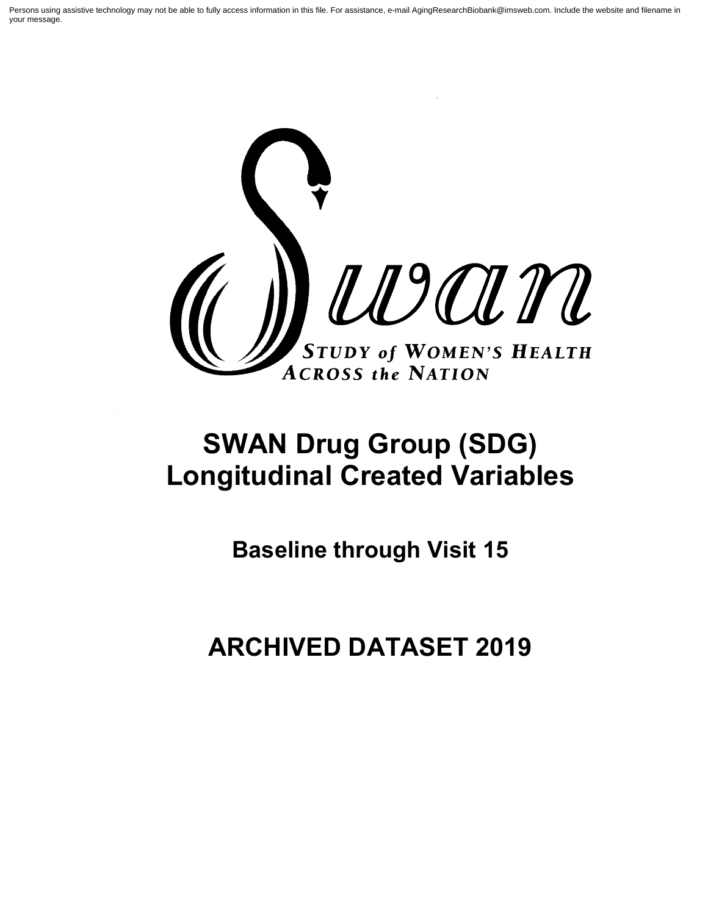Persons using assistive technology may not be able to fully access information in this file. For assistance, e-mail AgingResearchBiobank@imsweb.com. Include the website and filename in your message.

Swan

STUDY of WOMEN'S HEALTH ACROSS the NATION

# SWAN Drug Group (SDG) Longitudinal Created Variables

## Baseline through Visit 15

# ARCHIVED DATASET 2019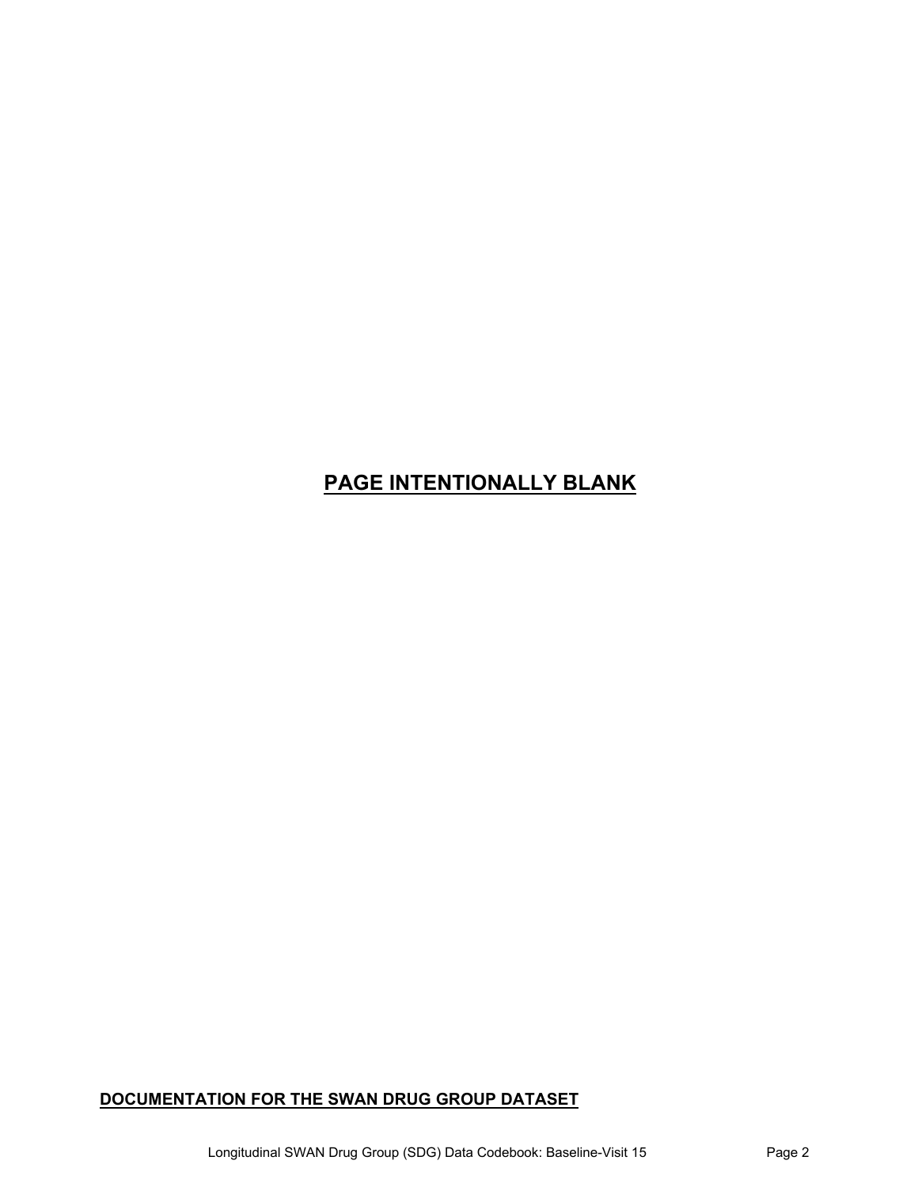**PAGE INTENTIONALLY BLANK**

## DOCUMENTATION FOR THE SWAN DRUG GROUP DATASET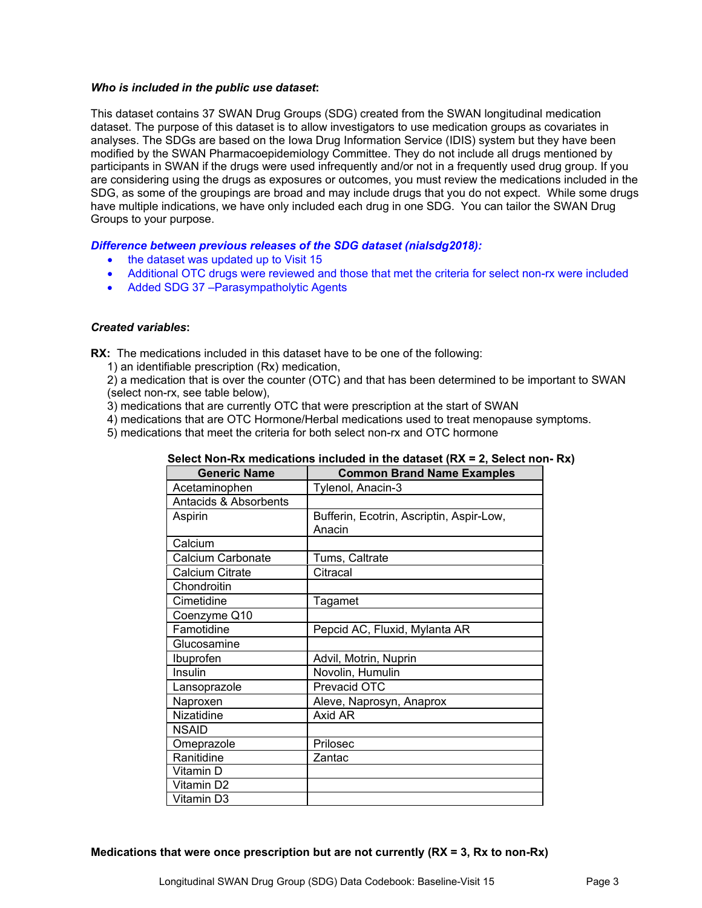***Who is included in the public use dataset*:**

This dataset contains 37 SWAN Drug Groups (SDG) created from the SWAN longitudinal medication dataset. The purpose of this dataset is to allow investigators to use medication groups as covariates in analyses. The SDGs are based on the Iowa Drug Information Service (IDIS) system but they have been modified by the SWAN Pharmacoepidemiology Committee. They do not include all drugs mentioned by participants in SWAN if the drugs were used infrequently and/or not in a frequently used drug group. If you are considering using the drugs as exposures or outcomes, you must review the medications included in the SDG, as some of the groupings are broad and may include drugs that you do not expect. While some drugs have multiple indications, we have only included each drug in one SDG. You can tailor the SWAN Drug Groups to your purpose.

***Difference between previous releases of the SDG dataset (nialsdg2018):***

- the dataset was updated up to Visit 15
- Additional OTC drugs were reviewed and those that met the criteria for select non-rx were included
- Added SDG 37 –Parasympatholytic Agents

***Created variables*:**

**RX:** The medications included in this dataset have to be one of the following:

1) an identifiable prescription (Rx) medication,
2) a medication that is over the counter (OTC) and that has been determined to be important to SWAN (select non-rx, see table below),
3) medications that are currently OTC that were prescription at the start of SWAN
4) medications that are OTC Hormone/Herbal medications used to treat menopause symptoms.
5) medications that meet the criteria for both select non-rx and OTC hormone

**Select Non-Rx medications included in the dataset (RX = 2, Select non- Rx)**

| Generic Name | Common Brand Name Examples |
|---|---|
| Acetaminophen | Tylenol, Anacin-3 |
| Antacids & Absorbents | |
| Aspirin | Bufferin, Ecotrin, Ascriptin, Aspir-Low, Anacin |
| Calcium | |
| Calcium Carbonate | Tums, Caltrate |
| Calcium Citrate | Citracal |
| Chondroitin | |
| Cimetidine | Tagamet |
| Coenzyme Q10 | |
| Famotidine | Pepcid AC, Fluxid, Mylanta AR |
| Glucosamine | |
| Ibuprofen | Advil, Motrin, Nuprin |
| Insulin | Novolin, Humulin |
| Lansoprazole | Prevacid OTC |
| Naproxen | Aleve, Naprosyn, Anaprox |
| Nizatidine | Axid AR |
| NSAID | |
| Omeprazole | Prilosec |
| Ranitidine | Zantac |
| Vitamin D | |
| Vitamin D2 | |
| Vitamin D3 | |

**Medications that were once prescription but are not currently (RX = 3, Rx to non-Rx)**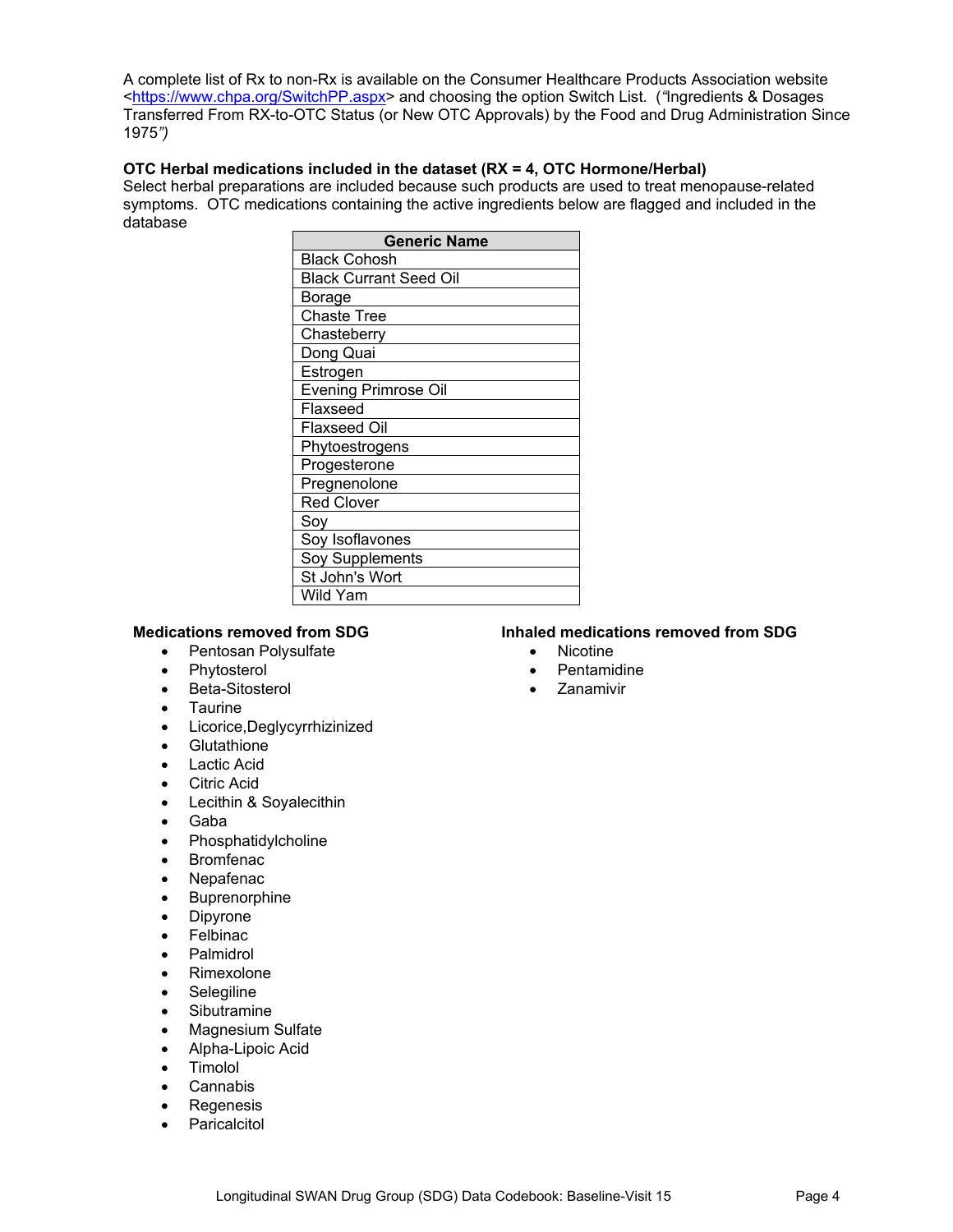A complete list of Rx to non-Rx is available on the Consumer Healthcare Products Association website <https://www.chpa.org/SwitchPP.aspx> and choosing the option Switch List. (*"Ingredients & Dosages Transferred From RX-to-OTC Status (or New OTC Approvals) by the Food and Drug Administration Since 1975"*)

**OTC Herbal medications included in the dataset (RX = 4, OTC Hormone/Herbal)**

Select herbal preparations are included because such products are used to treat menopause-related symptoms. OTC medications containing the active ingredients below are flagged and included in the database

| Generic Name |
|---|
| Black Cohosh |
| Black Currant Seed Oil |
| Borage |
| Chaste Tree |
| Chasteberry |
| Dong Quai |
| Estrogen |
| Evening Primrose Oil |
| Flaxseed |
| Flaxseed Oil |
| Phytoestrogens |
| Progesterone |
| Pregnenolone |
| Red Clover |
| Soy |
| Soy Isoflavones |
| Soy Supplements |
| St John's Wort |
| Wild Yam |

**Medications removed from SDG**

- Pentosan Polysulfate
- Phytosterol
- Beta-Sitosterol
- Taurine
- Licorice,Deglycyrrhizinized
- Glutathione
- Lactic Acid
- Citric Acid
- Lecithin & Soyalecithin
- Gaba
- Phosphatidylcholine
- Bromfenac
- Nepafenac
- Buprenorphine
- Dipyrone
- Felbinac
- Palmidrol
- Rimexolone
- Selegiline
- Sibutramine
- Magnesium Sulfate
- Alpha-Lipoic Acid
- Timolol
- Cannabis
- Regenesis
- Paricalcitol

**Inhaled medications removed from SDG**

- Nicotine
- Pentamidine
- Zanamivir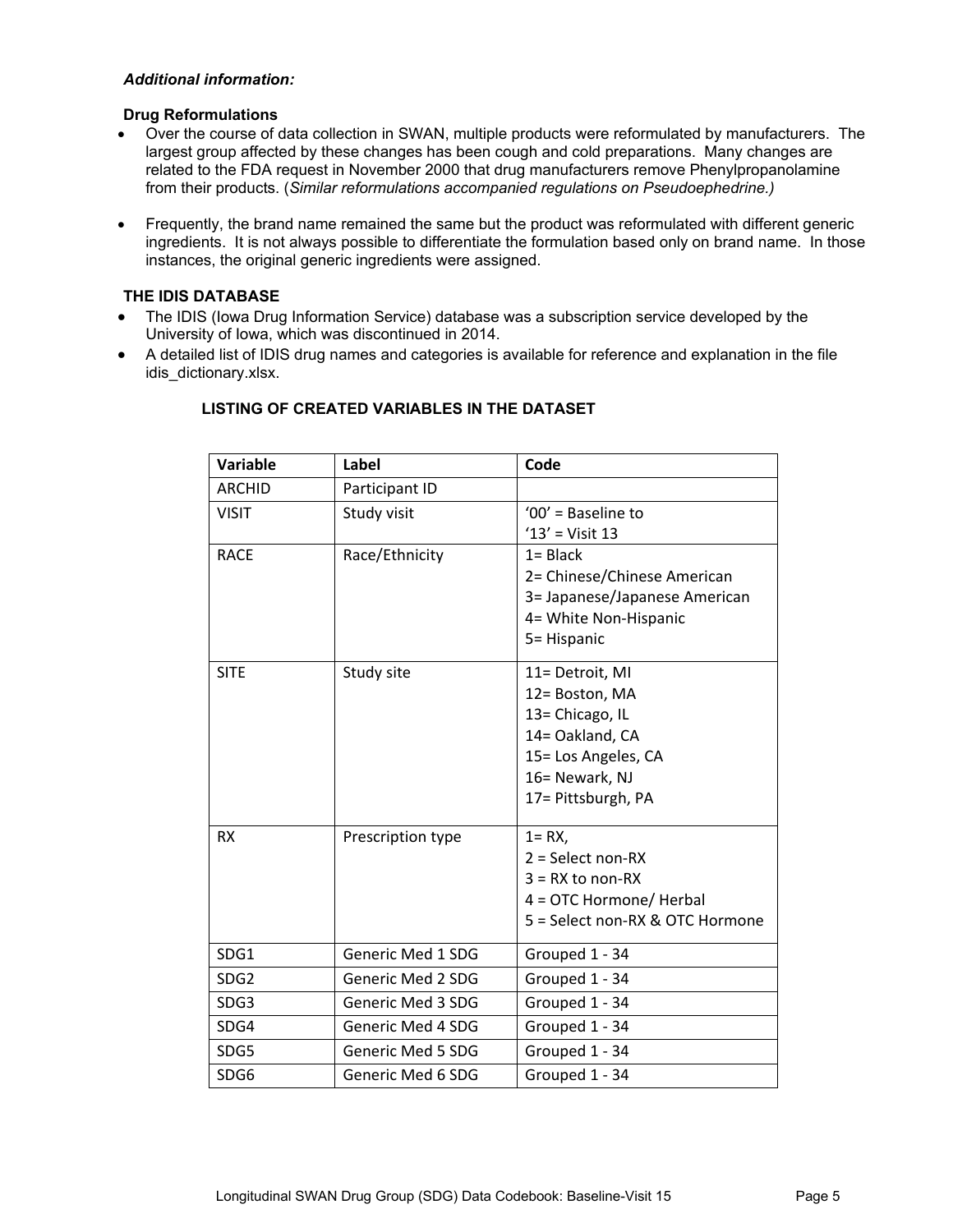***Additional information:***

**Drug Reformulations**

- Over the course of data collection in SWAN, multiple products were reformulated by manufacturers. The largest group affected by these changes has been cough and cold preparations. Many changes are related to the FDA request in November 2000 that drug manufacturers remove Phenylpropanolamine from their products. (*Similar reformulations accompanied regulations on Pseudoephedrine.)*
- Frequently, the brand name remained the same but the product was reformulated with different generic ingredients. It is not always possible to differentiate the formulation based only on brand name. In those instances, the original generic ingredients were assigned.

**THE IDIS DATABASE**

- The IDIS (Iowa Drug Information Service) database was a subscription service developed by the University of Iowa, which was discontinued in 2014.
- A detailed list of IDIS drug names and categories is available for reference and explanation in the file idis_dictionary.xlsx.

**LISTING OF CREATED VARIABLES IN THE DATASET**

| Variable | Label | Code |
|---|---|---|
| ARCHID | Participant ID | |
| VISIT | Study visit | '00' = Baseline to<br>'13' = Visit 13 |
| RACE | Race/Ethnicity | 1= Black<br>2= Chinese/Chinese American<br>3= Japanese/Japanese American<br>4= White Non-Hispanic<br>5= Hispanic |
| SITE | Study site | 11= Detroit, MI<br>12= Boston, MA<br>13= Chicago, IL<br>14= Oakland, CA<br>15= Los Angeles, CA<br>16= Newark, NJ<br>17= Pittsburgh, PA |
| RX | Prescription type | 1= RX,<br>2 = Select non-RX<br>3 = RX to non-RX<br>4 = OTC Hormone/ Herbal<br>5 = Select non-RX & OTC Hormone |
| SDG1 | Generic Med 1 SDG | Grouped 1 - 34 |
| SDG2 | Generic Med 2 SDG | Grouped 1 - 34 |
| SDG3 | Generic Med 3 SDG | Grouped 1 - 34 |
| SDG4 | Generic Med 4 SDG | Grouped 1 - 34 |
| SDG5 | Generic Med 5 SDG | Grouped 1 - 34 |
| SDG6 | Generic Med 6 SDG | Grouped 1 - 34 |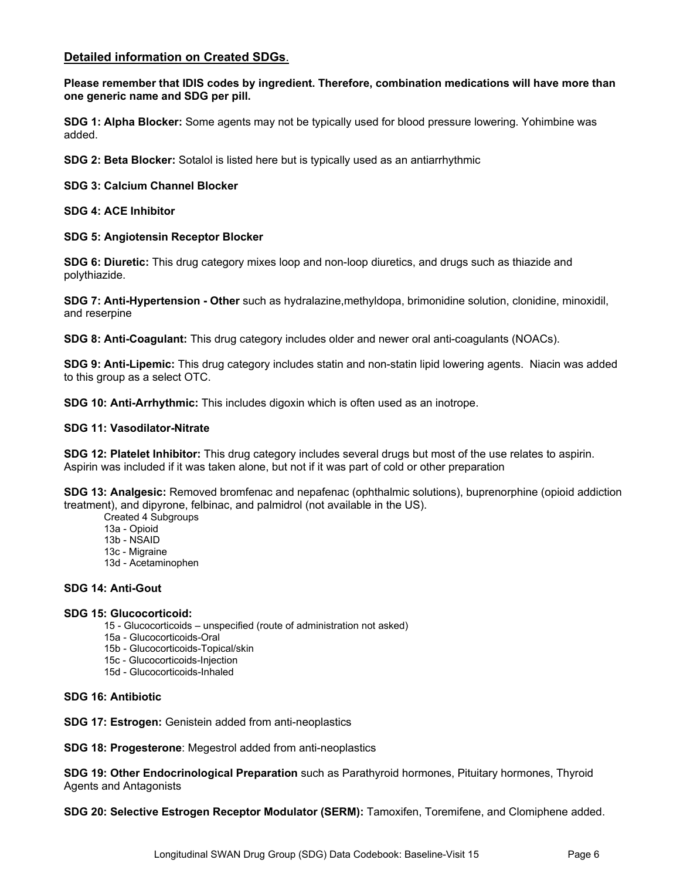## Detailed information on Created SDGs.

**Please remember that IDIS codes by ingredient. Therefore, combination medications will have more than one generic name and SDG per pill.**

**SDG 1: Alpha Blocker:** Some agents may not be typically used for blood pressure lowering. Yohimbine was added.

**SDG 2: Beta Blocker:** Sotalol is listed here but is typically used as an antiarrhythmic

**SDG 3: Calcium Channel Blocker**

**SDG 4: ACE Inhibitor**

**SDG 5: Angiotensin Receptor Blocker**

**SDG 6: Diuretic:** This drug category mixes loop and non-loop diuretics, and drugs such as thiazide and polythiazide.

**SDG 7: Anti-Hypertension - Other** such as hydralazine,methyldopa, brimonidine solution, clonidine, minoxidil, and reserpine

**SDG 8: Anti-Coagulant:** This drug category includes older and newer oral anti-coagulants (NOACs).

**SDG 9: Anti-Lipemic:** This drug category includes statin and non-statin lipid lowering agents. Niacin was added to this group as a select OTC.

**SDG 10: Anti-Arrhythmic:** This includes digoxin which is often used as an inotrope.

**SDG 11: Vasodilator-Nitrate**

**SDG 12: Platelet Inhibitor:** This drug category includes several drugs but most of the use relates to aspirin. Aspirin was included if it was taken alone, but not if it was part of cold or other preparation

**SDG 13: Analgesic:** Removed bromfenac and nepafenac (ophthalmic solutions), buprenorphine (opioid addiction treatment), and dipyrone, felbinac, and palmidrol (not available in the US).

Created 4 Subgroups
- 13a - Opioid
- 13b - NSAID
- 13c - Migraine
- 13d - Acetaminophen

**SDG 14: Anti-Gout**

**SDG 15: Glucocorticoid:**
- 15 - Glucocorticoids – unspecified (route of administration not asked)
- 15a - Glucocorticoids-Oral
- 15b - Glucocorticoids-Topical/skin
- 15c - Glucocorticoids-Injection
- 15d - Glucocorticoids-Inhaled

**SDG 16: Antibiotic**

**SDG 17: Estrogen:** Genistein added from anti-neoplastics

**SDG 18: Progesterone**: Megestrol added from anti-neoplastics

**SDG 19: Other Endocrinological Preparation** such as Parathyroid hormones, Pituitary hormones, Thyroid Agents and Antagonists

**SDG 20: Selective Estrogen Receptor Modulator (SERM):** Tamoxifen, Toremifene, and Clomiphene added.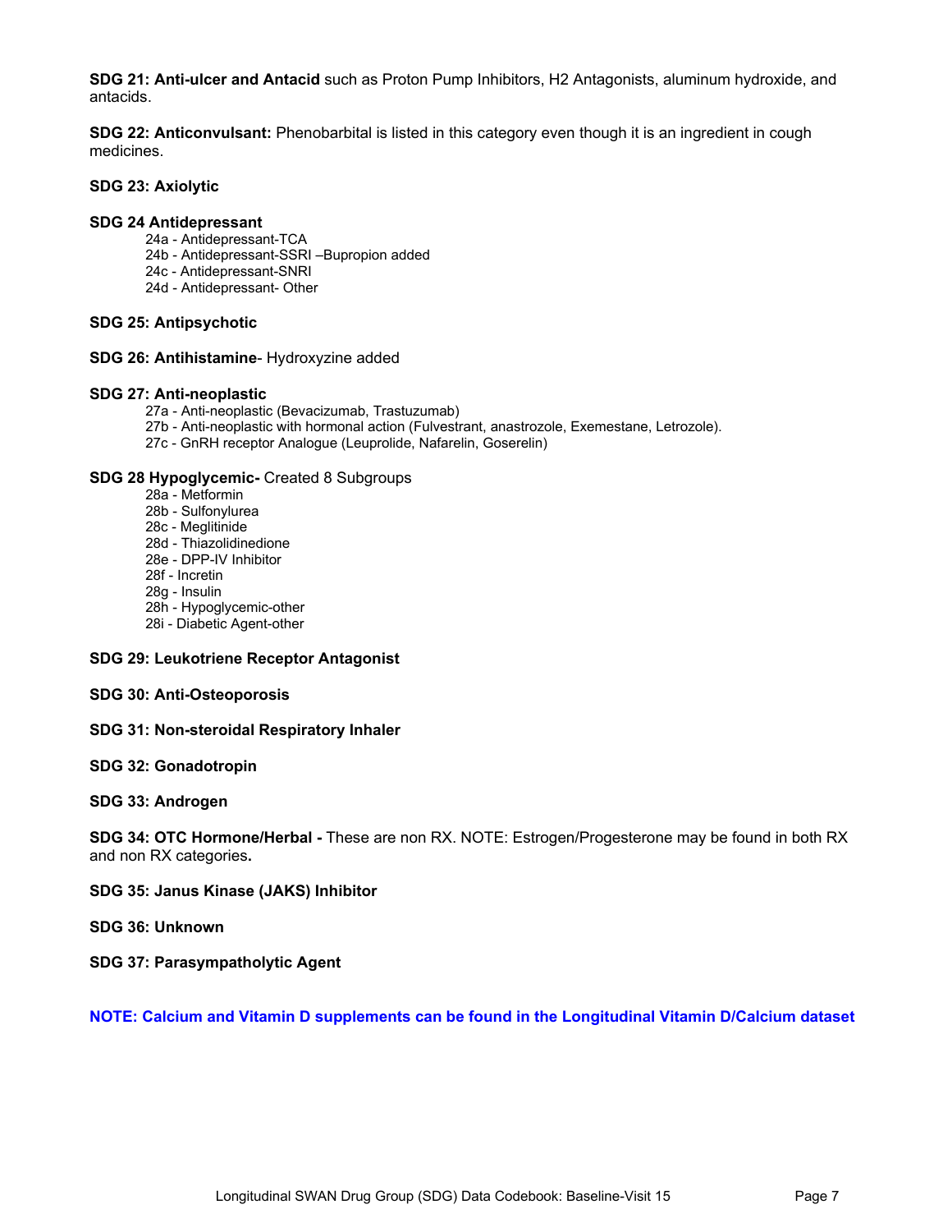**SDG 21: Anti-ulcer and Antacid** such as Proton Pump Inhibitors, H2 Antagonists, aluminum hydroxide, and antacids.

**SDG 22: Anticonvulsant:** Phenobarbital is listed in this category even though it is an ingredient in cough medicines.

**SDG 23: Axiolytic**

**SDG 24 Antidepressant**

- 24a - Antidepressant-TCA
- 24b - Antidepressant-SSRI –Bupropion added
- 24c - Antidepressant-SNRI
- 24d - Antidepressant- Other

**SDG 25: Antipsychotic**

**SDG 26: Antihistamine**- Hydroxyzine added

**SDG 27: Anti-neoplastic**

- 27a - Anti-neoplastic (Bevacizumab, Trastuzumab)
- 27b - Anti-neoplastic with hormonal action (Fulvestrant, anastrozole, Exemestane, Letrozole).
- 27c - GnRH receptor Analogue (Leuprolide, Nafarelin, Goserelin)

**SDG 28 Hypoglycemic-** Created 8 Subgroups

- 28a - Metformin
- 28b - Sulfonylurea
- 28c - Meglitinide
- 28d - Thiazolidinedione
- 28e - DPP-IV Inhibitor
- 28f - Incretin
- 28g - Insulin
- 28h - Hypoglycemic-other
- 28i - Diabetic Agent-other

**SDG 29: Leukotriene Receptor Antagonist**

**SDG 30: Anti-Osteoporosis**

**SDG 31: Non-steroidal Respiratory Inhaler**

**SDG 32: Gonadotropin**

**SDG 33: Androgen**

**SDG 34: OTC Hormone/Herbal -** These are non RX. NOTE: Estrogen/Progesterone may be found in both RX and non RX categories**.**

**SDG 35: Janus Kinase (JAKS) Inhibitor**

**SDG 36: Unknown**

**SDG 37: Parasympatholytic Agent**

**NOTE: Calcium and Vitamin D supplements can be found in the Longitudinal Vitamin D/Calcium dataset**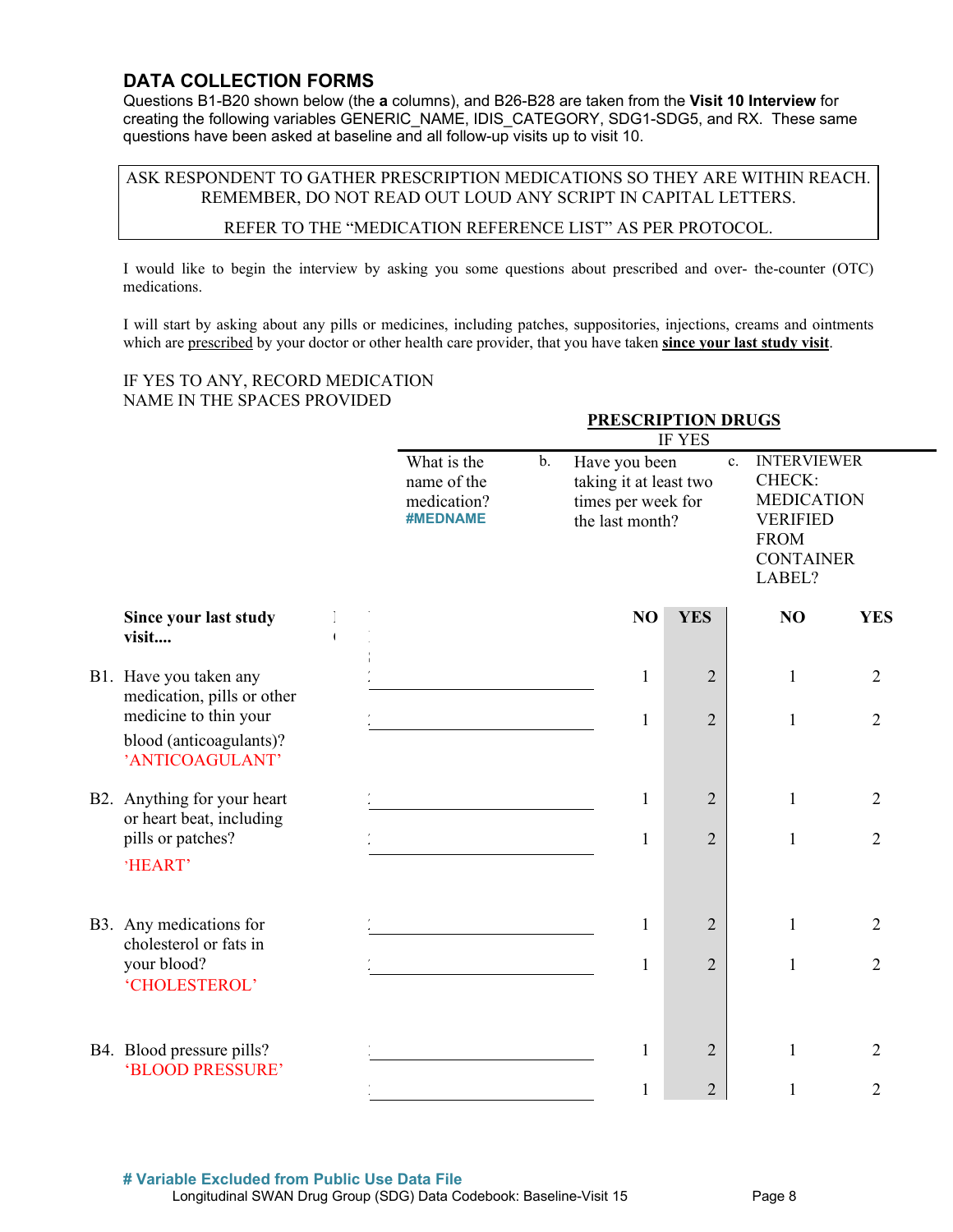## DATA COLLECTION FORMS

Questions B1-B20 shown below (the **a** columns), and B26-B28 are taken from the **Visit 10 Interview** for creating the following variables GENERIC_NAME, IDIS_CATEGORY, SDG1-SDG5, and RX. These same questions have been asked at baseline and all follow-up visits up to visit 10.

ASK RESPONDENT TO GATHER PRESCRIPTION MEDICATIONS SO THEY ARE WITHIN REACH. REMEMBER, DO NOT READ OUT LOUD ANY SCRIPT IN CAPITAL LETTERS.

REFER TO THE "MEDICATION REFERENCE LIST" AS PER PROTOCOL.

I would like to begin the interview by asking you some questions about prescribed and over- the-counter (OTC) medications.

I will start by asking about any pills or medicines, including patches, suppositories, injections, creams and ointments which are prescribed by your doctor or other health care provider, that you have taken **since your last study visit**.

IF YES TO ANY, RECORD MEDICATION NAME IN THE SPACES PROVIDED

**PRESCRIPTION DRUGS**

IF YES

| Since your last study visit.... | What is the name of the medication? #MEDNAME | b. Have you been taking it at least two times per week for the last month? NO | YES | c. INTERVIEWER CHECK: MEDICATION VERIFIED FROM CONTAINER LABEL? NO | YES |
|---|---|---|---|---|---|
| B1. Have you taken any medication, pills or other medicine to thin your blood (anticoagulants)? 'ANTICOAGULANT' | ______ | 1 | 2 | 1 | 2 |
| | ______ | 1 | 2 | 1 | 2 |
| B2. Anything for your heart or heart beat, including pills or patches? 'HEART' | ______ | 1 | 2 | 1 | 2 |
| | ______ | 1 | 2 | 1 | 2 |
| B3. Any medications for cholesterol or fats in your blood? 'CHOLESTEROL' | ______ | 1 | 2 | 1 | 2 |
| | ______ | 1 | 2 | 1 | 2 |
| B4. Blood pressure pills? 'BLOOD PRESSURE' | ______ | 1 | 2 | 1 | 2 |
| | ______ | 1 | 2 | 1 | 2 |

**# Variable Excluded from Public Use Data File**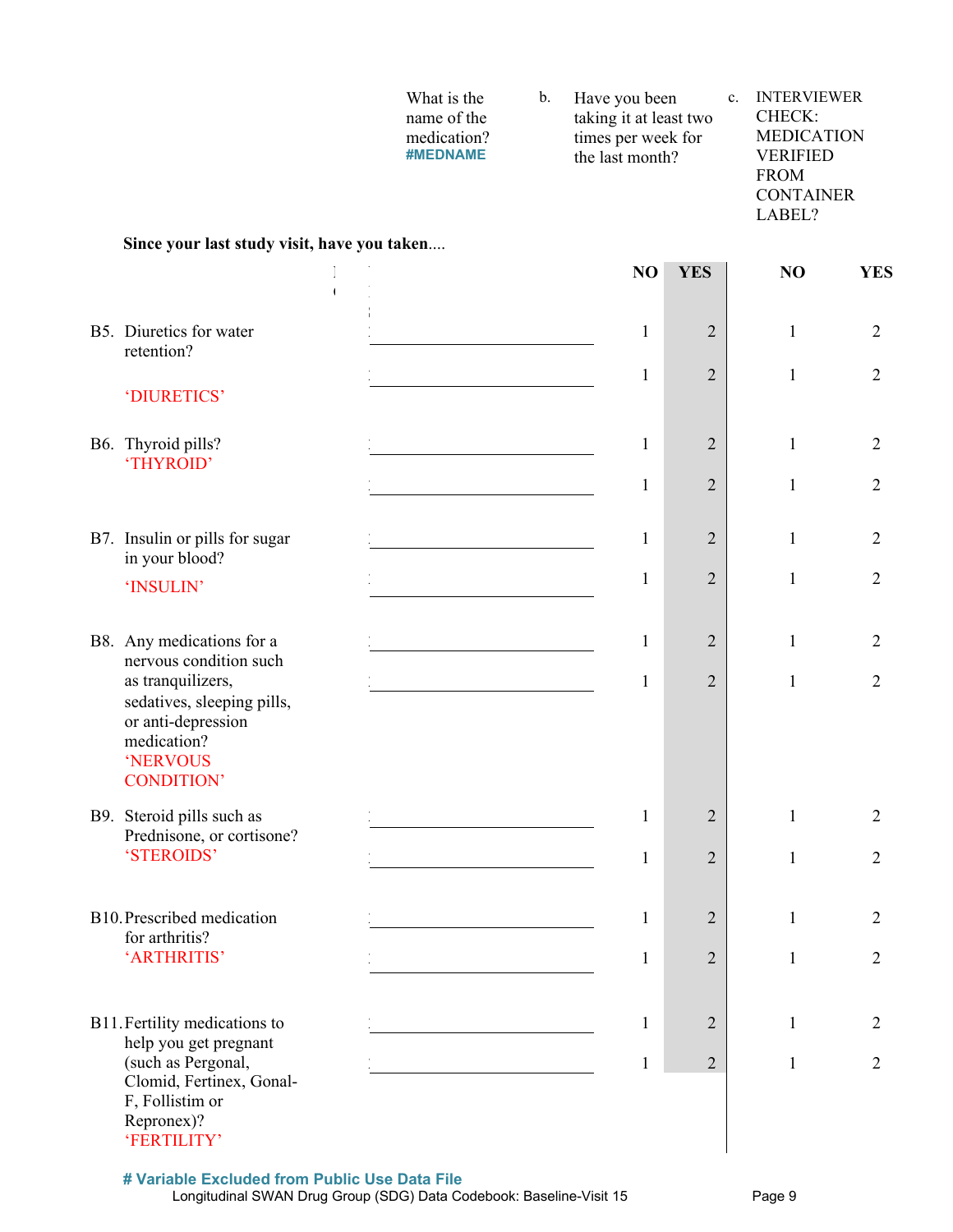| | a. What is the name of the medication? #MEDNAME | b. Have you been taking it at least two times per week for the last month? | | c. INTERVIEWER CHECK: MEDICATION VERIFIED FROM CONTAINER LABEL? | |
|---|---|---|---|---|---|
| **Since your last study visit, have you taken....** | | **NO** | **YES** | **NO** | **YES** |
| B5. Diuretics for water retention? 'DIURETICS' | ______________ | 1 | 2 | 1 | 2 |
| | ______________ | 1 | 2 | 1 | 2 |
| B6. Thyroid pills? 'THYROID' | ______________ | 1 | 2 | 1 | 2 |
| | ______________ | 1 | 2 | 1 | 2 |
| B7. Insulin or pills for sugar in your blood? 'INSULIN' | ______________ | 1 | 2 | 1 | 2 |
| | ______________ | 1 | 2 | 1 | 2 |
| B8. Any medications for a nervous condition such as tranquilizers, sedatives, sleeping pills, or anti-depression medication? 'NERVOUS CONDITION' | ______________ | 1 | 2 | 1 | 2 |
| | ______________ | 1 | 2 | 1 | 2 |
| B9. Steroid pills such as Prednisone, or cortisone? 'STEROIDS' | ______________ | 1 | 2 | 1 | 2 |
| | ______________ | 1 | 2 | 1 | 2 |
| B10. Prescribed medication for arthritis? 'ARTHRITIS' | ______________ | 1 | 2 | 1 | 2 |
| | ______________ | 1 | 2 | 1 | 2 |
| B11. Fertility medications to help you get pregnant (such as Pergonal, Clomid, Fertinex, Gonal-F, Follistim or Repronex)? 'FERTILITY' | ______________ | 1 | 2 | 1 | 2 |
| | ______________ | 1 | 2 | 1 | 2 |

**# Variable Excluded from Public Use Data File**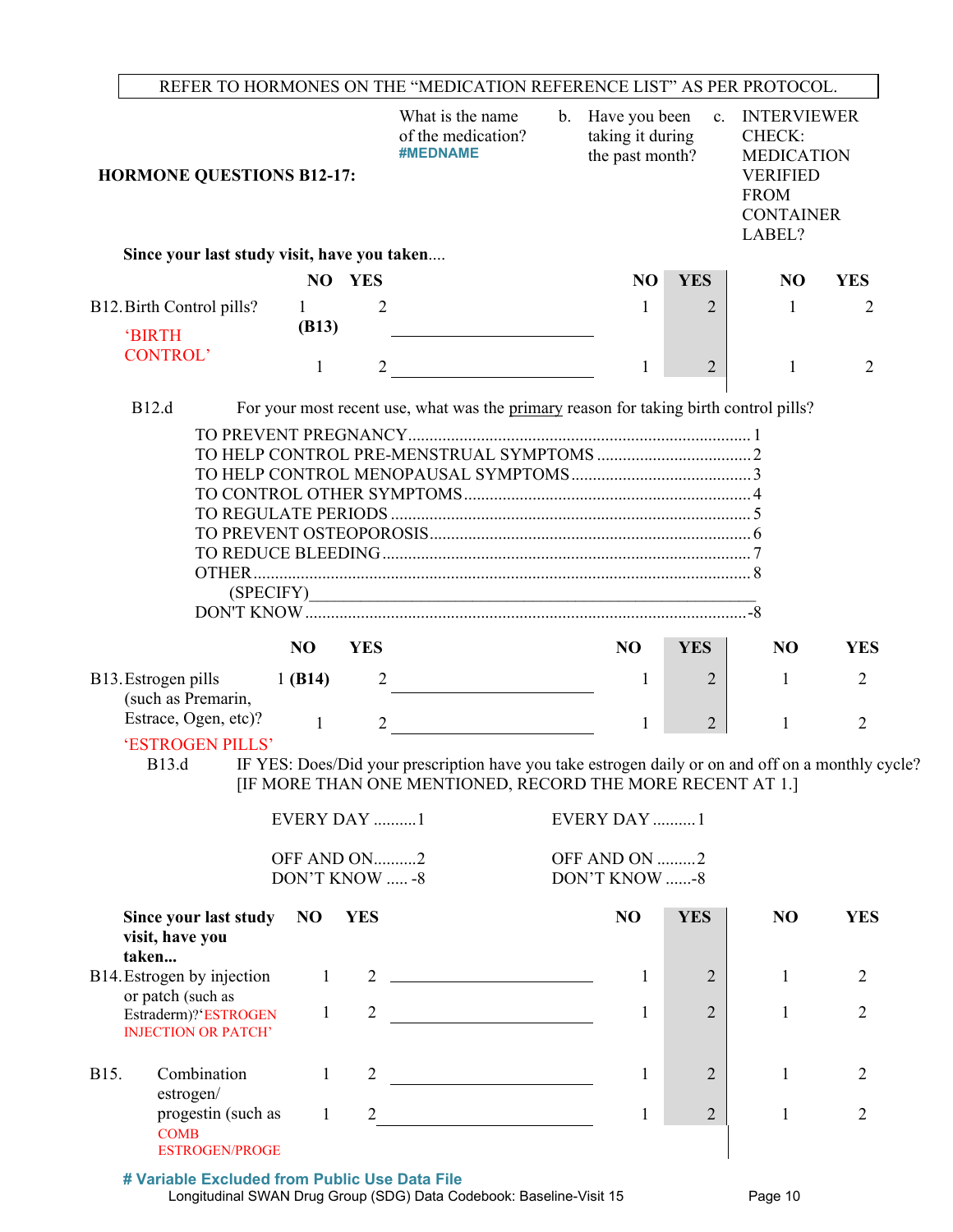REFER TO HORMONES ON THE "MEDICATION REFERENCE LIST" AS PER PROTOCOL.

**HORMONE QUESTIONS B12-17:**

**Since your last study visit, have you taken....**

| | NO | YES | a. What is the name of the medication? #MEDNAME | b. Have you been taking it during the past month? NO | YES | c. INTERVIEWER CHECK: MEDICATION VERIFIED FROM CONTAINER LABEL? NO | YES |
|---|---|---|---|---|---|---|---|
| B12. Birth Control pills? 'BIRTH CONTROL' | 1 (B13) | 2 | ________ | 1 | 2 | 1 | 2 |
| | 1 | 2 | ________ | 1 | 2 | 1 | 2 |

B12.d For your most recent use, what was the primary reason for taking birth control pills?

- TO PREVENT PREGNANCY....................1
- TO HELP CONTROL PRE-MENSTRUAL SYMPTOMS....................2
- TO HELP CONTROL MENOPAUSAL SYMPTOMS....................3
- TO CONTROL OTHER SYMPTOMS....................4
- TO REGULATE PERIODS....................5
- TO PREVENT OSTEOPOROSIS....................6
- TO REDUCE BLEEDING....................7
- OTHER....................8
  - (SPECIFY)________________
- DON'T KNOW....................-8

| | NO | YES | | NO | YES | NO | YES |
|---|---|---|---|---|---|---|---|
| B13. Estrogen pills (such as Premarin, Estrace, Ogen, etc)? 'ESTROGEN PILLS' | 1 (B14) | 2 | ________ | 1 | 2 | 1 | 2 |
| | 1 | 2 | ________ | 1 | 2 | 1 | 2 |

B13.d IF YES: Does/Did your prescription have you take estrogen daily or on and off on a monthly cycle? [IF MORE THAN ONE MENTIONED, RECORD THE MORE RECENT AT 1.]

| | |
|---|---|
| EVERY DAY ..........1 | EVERY DAY ..........1 |
| OFF AND ON..........2 | OFF AND ON ..........2 |
| DON'T KNOW ..... -8 | DON'T KNOW ......-8 |

| **Since your last study visit, have you taken...** | NO | YES | | NO | YES | NO | YES |
|---|---|---|---|---|---|---|---|
| B14. Estrogen by injection or patch (such as Estraderm)? 'ESTROGEN INJECTION OR PATCH' | 1 | 2 | ________ | 1 | 2 | 1 | 2 |
| | 1 | 2 | ________ | 1 | 2 | 1 | 2 |
| B15. Combination estrogen/ progestin (such as 'COMB ESTROGEN/PROGE | 1 | 2 | ________ | 1 | 2 | 1 | 2 |
| | 1 | 2 | ________ | 1 | 2 | 1 | 2 |

**# Variable Excluded from Public Use Data File**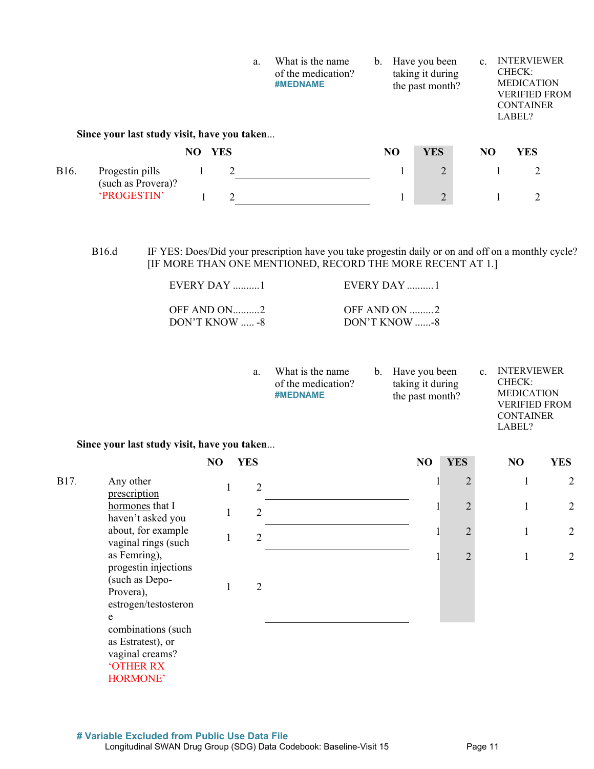Since your last study visit, have you taken...

| | | NO | YES | a. What is the name of the medication? **#MEDNAME** | b. Have you been taking it during the past month? NO | YES | c. INTERVIEWER CHECK: MEDICATION VERIFIED FROM CONTAINER LABEL? NO | YES |
|---|---|---|---|---|---|---|---|---|
| B16. | Progestin pills (such as Provera)? 'PROGESTIN' | 1 | 2 | ________ | 1 | 2 | 1 | 2 |
| | | 1 | 2 | ________ | 1 | 2 | 1 | 2 |

B16.d IF YES: Does/Did your prescription have you take progestin daily or on and off on a monthly cycle? [IF MORE THAN ONE MENTIONED, RECORD THE MORE RECENT AT 1.]

| | |
|---|---|
| EVERY DAY ..........1 | EVERY DAY ..........1 |
| OFF AND ON..........2 | OFF AND ON .........2 |
| DON'T KNOW ..... -8 | DON'T KNOW ......-8 |

Since your last study visit, have you taken...

| | | NO | YES | a. What is the name of the medication? **#MEDNAME** | b. Have you been taking it during the past month? NO | YES | c. INTERVIEWER CHECK: MEDICATION VERIFIED FROM CONTAINER LABEL? NO | YES |
|---|---|---|---|---|---|---|---|---|
| B17. | Any other prescription hormones that I haven't asked you about, for example vaginal rings (such as Femring), progestin injections (such as Depo-Provera), estrogen/testosterone combinations (such as Estratest), or vaginal creams? 'OTHER RX HORMONE' | 1 | 2 | ________ | 1 | 2 | 1 | 2 |
| | | 1 | 2 | ________ | 1 | 2 | 1 | 2 |
| | | 1 | 2 | ________ | 1 | 2 | 1 | 2 |
| | | 1 | 2 | ________ | 1 | 2 | 1 | 2 |

**# Variable Excluded from Public Use Data File**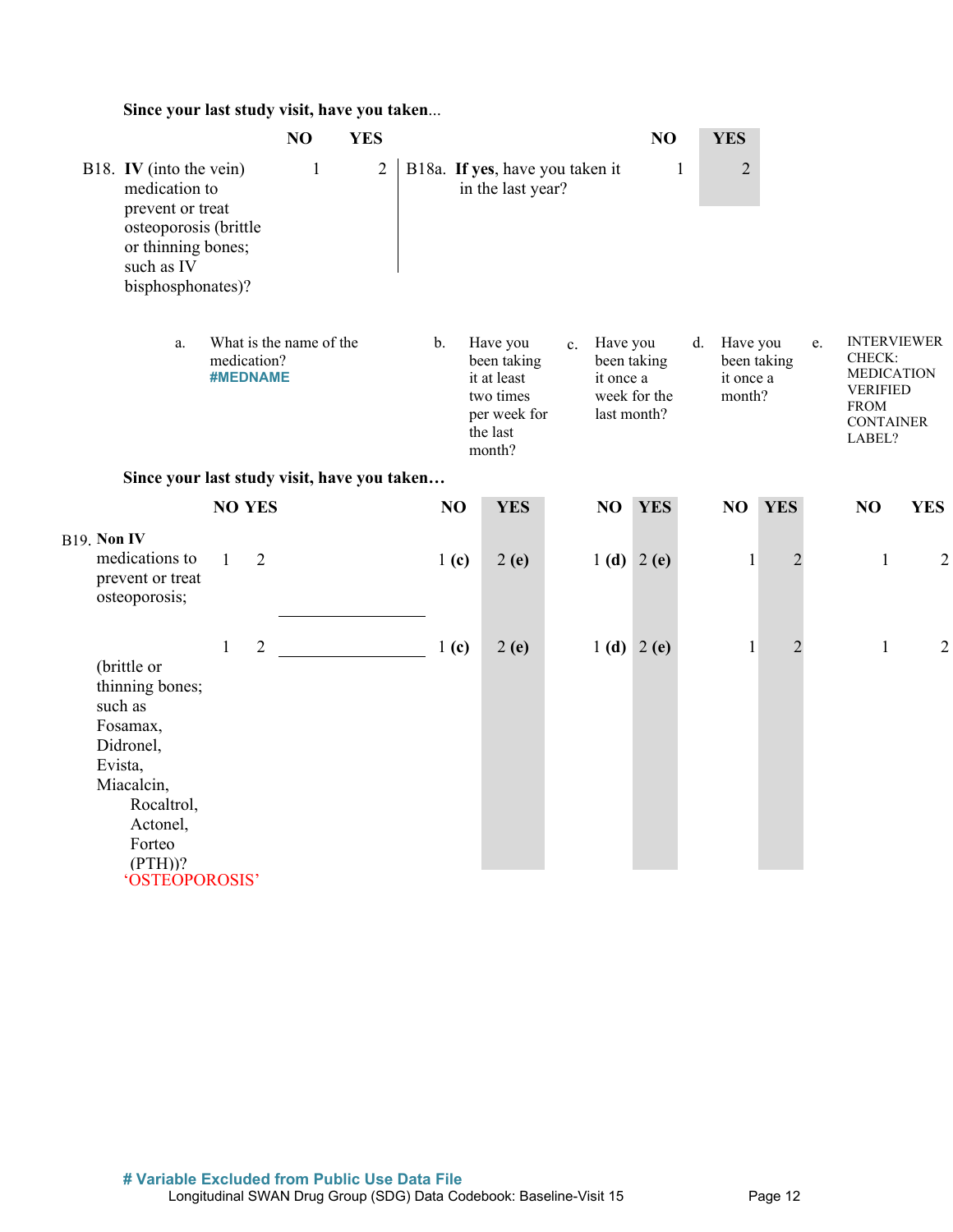**Since your last study visit, have you taken**...

| | NO | YES | | NO | YES |
|---|---|---|---|---|---|
| B18. **IV** (into the vein) medication to prevent or treat osteoporosis (brittle or thinning bones; such as IV bisphosphonates)? | 1 | 2 | B18a. **If yes**, have you taken it in the last year? | 1 | 2 |

| | | a. What is the name of the medication? **#MEDNAME** | b. Have you been taking it at least two times per week for the last month? | | c. Have you been taking it once a week for the last month? | | d. Have you been taking it once a month? | | e. INTERVIEWER CHECK: MEDICATION VERIFIED FROM CONTAINER LABEL? | |
|---|---|---|---|---|---|---|---|---|---|---|
| **Since your last study visit, have you taken…** | | | | | | | | | | |
| | NO YES | | NO | YES | NO | YES | NO | YES | NO | YES |
| B19. **Non IV** medications to prevent or treat osteoporosis; | 1 2 | ______________ | 1 **(c)** | 2 **(e)** | 1 **(d)** | 2 **(e)** | 1 | 2 | 1 | 2 |
| (brittle or thinning bones; such as Fosamax, Didronel, Evista, Miacalcin, Rocaltrol, Actonel, Forteo (PTH))? 'OSTEOPOROSIS' | 1 2 | ______________ | 1 **(c)** | 2 **(e)** | 1 **(d)** | 2 **(e)** | 1 | 2 | 1 | 2 |

**# Variable Excluded from Public Use Data File**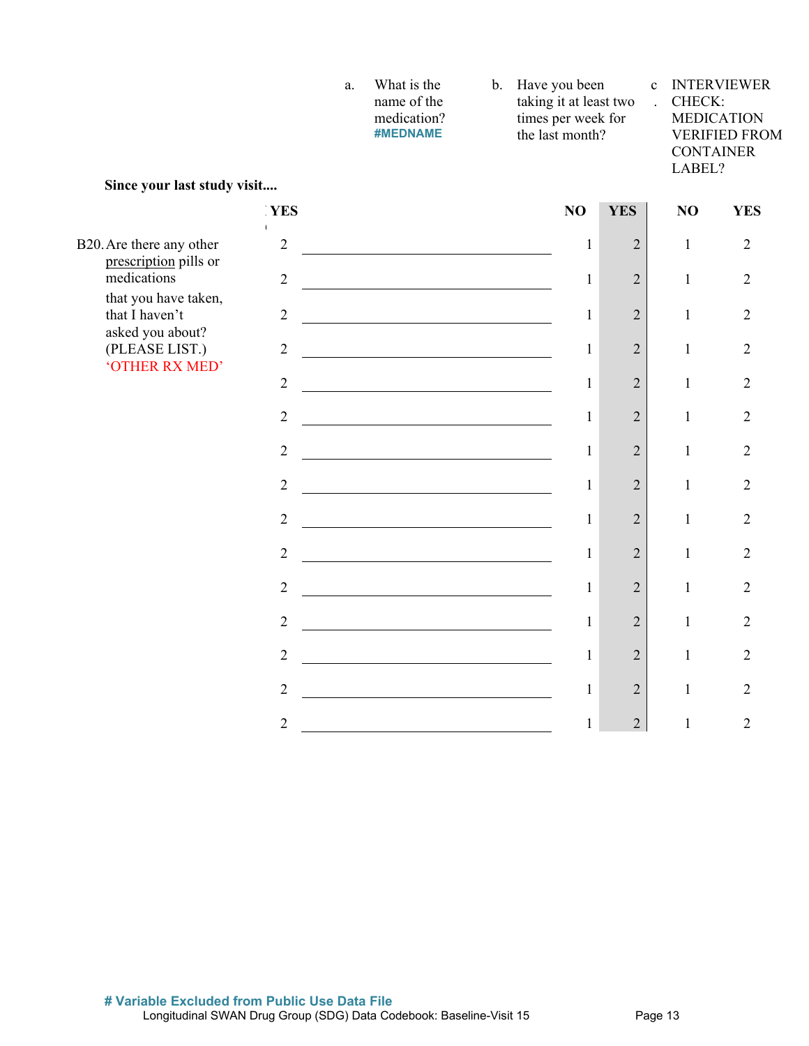| | | a. What is the name of the medication? #MEDNAME | b. Have you been taking it at least two times per week for the last month? | | c. INTERVIEWER CHECK: MEDICATION VERIFIED FROM CONTAINER LABEL? | |
|---|---|---|---|---|---|---|
| **Since your last study visit....** | | | | | | |
| | **YES** | | **NO** | **YES** | **NO** | **YES** |
| B20. Are there any other prescription pills or medications that you have taken, that I haven't asked you about? (PLEASE LIST.) 'OTHER RX MED' | 2 | ______ | 1 | 2 | 1 | 2 |
| | 2 | ______ | 1 | 2 | 1 | 2 |
| | 2 | ______ | 1 | 2 | 1 | 2 |
| | 2 | ______ | 1 | 2 | 1 | 2 |
| | 2 | ______ | 1 | 2 | 1 | 2 |
| | 2 | ______ | 1 | 2 | 1 | 2 |
| | 2 | ______ | 1 | 2 | 1 | 2 |
| | 2 | ______ | 1 | 2 | 1 | 2 |
| | 2 | ______ | 1 | 2 | 1 | 2 |
| | 2 | ______ | 1 | 2 | 1 | 2 |
| | 2 | ______ | 1 | 2 | 1 | 2 |
| | 2 | ______ | 1 | 2 | 1 | 2 |
| | 2 | ______ | 1 | 2 | 1 | 2 |
| | 2 | ______ | 1 | 2 | 1 | 2 |
| | 2 | ______ | 1 | 2 | 1 | 2 |

**# Variable Excluded from Public Use Data File**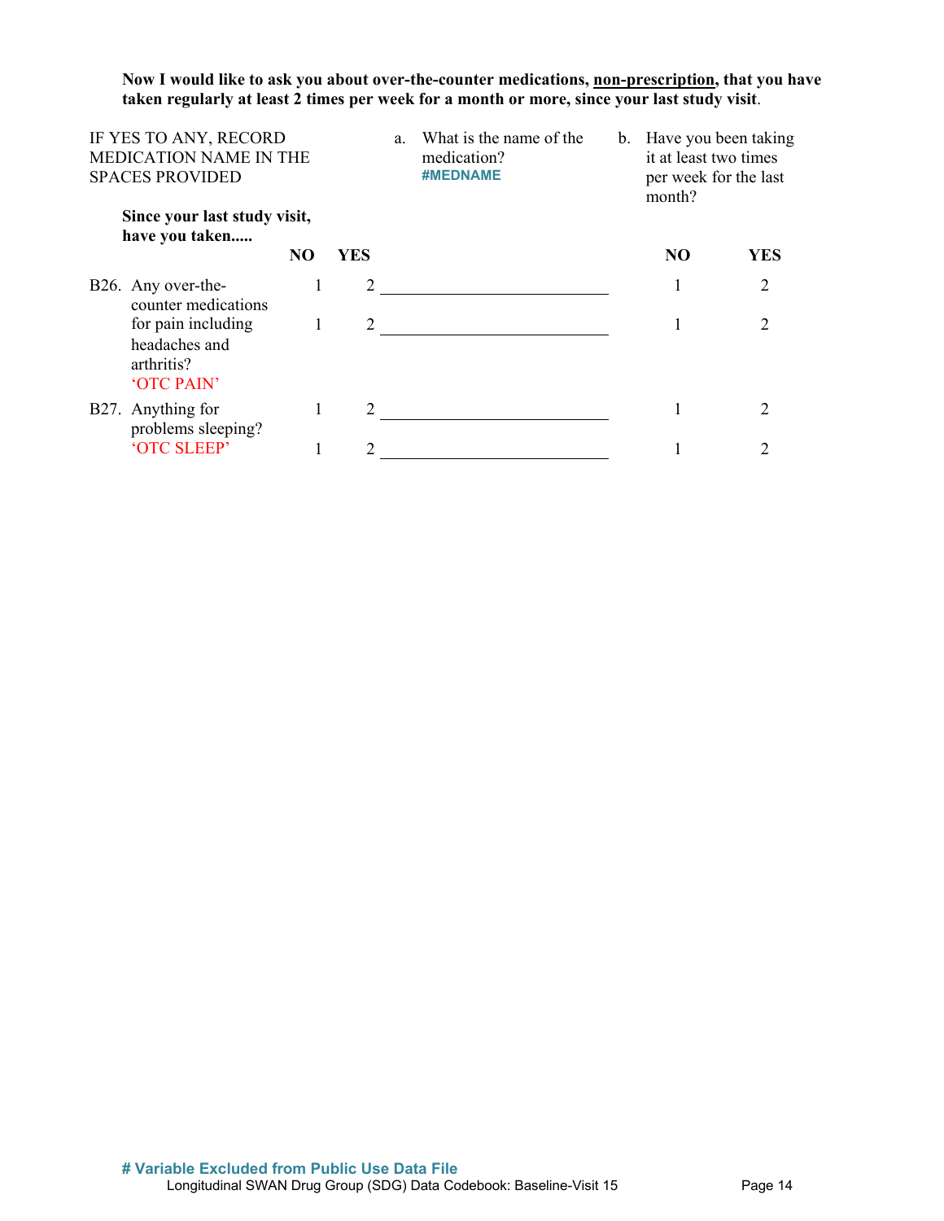**Now I would like to ask you about over-the-counter medications, <u>non-prescription</u>, that you have taken regularly at least 2 times per week for a month or more, since your last study visit**.

| IF YES TO ANY, RECORD MEDICATION NAME IN THE SPACES PROVIDED<br><br>**Since your last study visit, have you taken.....** | | | a. What is the name of the medication? #MEDNAME | b. Have you been taking it at least two times per week for the last month? | |
|---|---|---|---|---|---|
| | **NO** | **YES** | | **NO** | **YES** |
| B26. Any over-the-counter medications for pain including headaches and arthritis? 'OTC PAIN' | 1 | 2 | \_\_\_\_\_\_\_\_\_\_\_\_\_\_\_\_\_\_\_\_ | 1 | 2 |
| | 1 | 2 | \_\_\_\_\_\_\_\_\_\_\_\_\_\_\_\_\_\_\_\_ | 1 | 2 |
| B27. Anything for problems sleeping? 'OTC SLEEP' | 1 | 2 | \_\_\_\_\_\_\_\_\_\_\_\_\_\_\_\_\_\_\_\_ | 1 | 2 |
| | 1 | 2 | \_\_\_\_\_\_\_\_\_\_\_\_\_\_\_\_\_\_\_\_ | 1 | 2 |

**# Variable Excluded from Public Use Data File**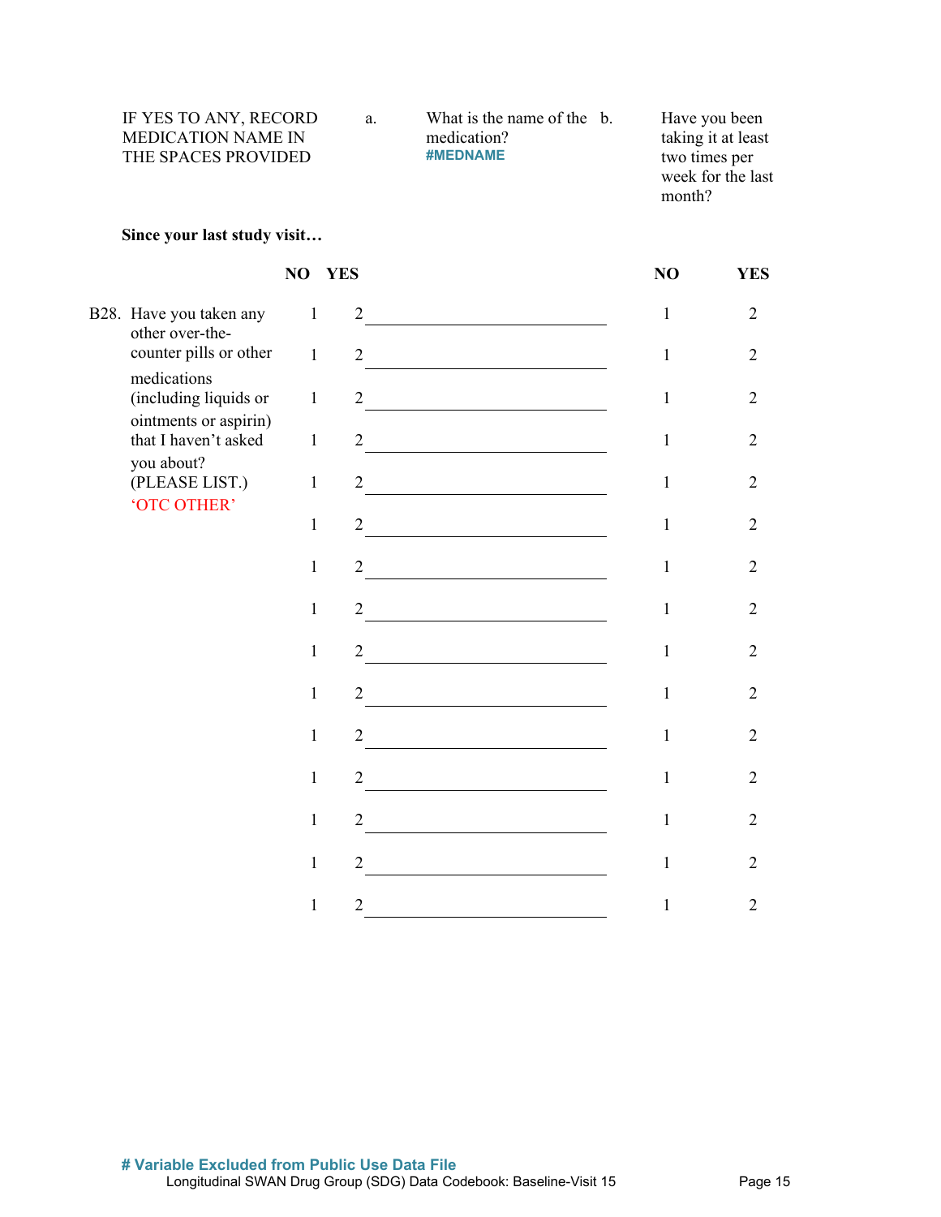IF YES TO ANY, RECORD MEDICATION NAME IN THE SPACES PROVIDED

a. What is the name of the medication?
#MEDNAME

b. Have you been taking it at least two times per week for the last month?

**Since your last study visit…**

| | NO | YES | a. | b. NO | b. YES |
|---|---|---|---|---|---|
| B28. Have you taken any other over-the-counter pills or other medications (including liquids or ointments or aspirin) that I haven't asked you about? (PLEASE LIST.) 'OTC OTHER' | 1 | 2 | ______________ | 1 | 2 |
| | 1 | 2 | ______________ | 1 | 2 |
| | 1 | 2 | ______________ | 1 | 2 |
| | 1 | 2 | ______________ | 1 | 2 |
| | 1 | 2 | ______________ | 1 | 2 |
| | 1 | 2 | ______________ | 1 | 2 |
| | 1 | 2 | ______________ | 1 | 2 |
| | 1 | 2 | ______________ | 1 | 2 |
| | 1 | 2 | ______________ | 1 | 2 |
| | 1 | 2 | ______________ | 1 | 2 |
| | 1 | 2 | ______________ | 1 | 2 |
| | 1 | 2 | ______________ | 1 | 2 |
| | 1 | 2 | ______________ | 1 | 2 |
| | 1 | 2 | ______________ | 1 | 2 |
| | 1 | 2 | ______________ | 1 | 2 |

**# Variable Excluded from Public Use Data File**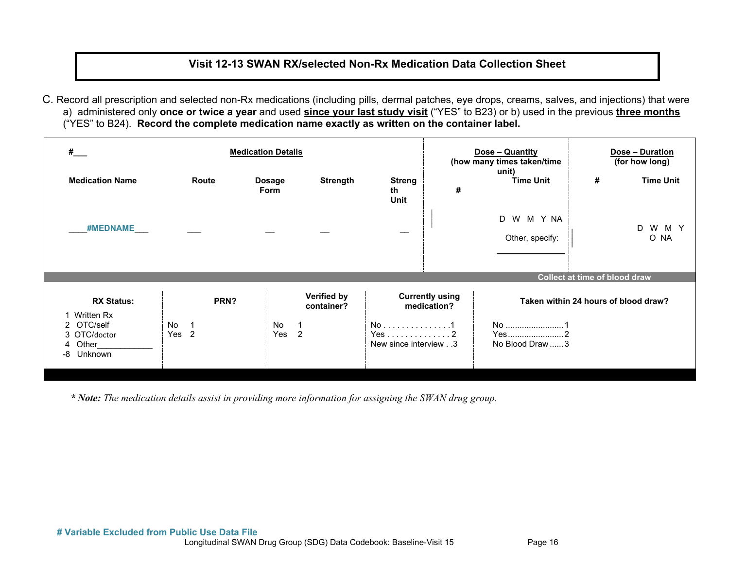## Visit 12-13 SWAN RX/selected Non-Rx Medication Data Collection Sheet

C. Record all prescription and selected non-Rx medications (including pills, dermal patches, eye drops, creams, salves, and injections) that were a) administered only **once or twice a year** and used **since your last study visit** ("YES" to B23) or b) used in the previous **three months** ("YES" to B24). **Record the complete medication name exactly as written on the container label.**

| #___ | Medication Details | | | | Dose – Quantity (how many times taken/time unit) | | Dose – Duration (for how long) | |
|---|---|---|---|---|---|---|---|---|
| Medication Name | Route | Dosage Form | Strength | Strength Unit | # | Time Unit | # | Time Unit |
| ____#MEDNAME___ | ___ | __ | __ | __ | | D W M Y NA<br>Other, specify: ________ | | D W M Y O NA |

**Collect at time of blood draw**

| RX Status: | PRN? | Verified by container? | Currently using medication? | Taken within 24 hours of blood draw? |
|---|---|---|---|---|
| 1 Written Rx<br>2 OTC/self<br>3 OTC/doctor<br>4 Other___________<br>-8 Unknown | No 1<br>Yes 2 | No 1<br>Yes 2 | No . . . . . . . . . . . . . . .1<br>Yes . . . . . . . . . . . . . . 2<br>New since interview . .3 | No .........................1<br>Yes........................2<br>No Blood Draw ......3 |

*** Note:** *The medication details assist in providing more information for assigning the SWAN drug group.*

**# Variable Excluded from Public Use Data File**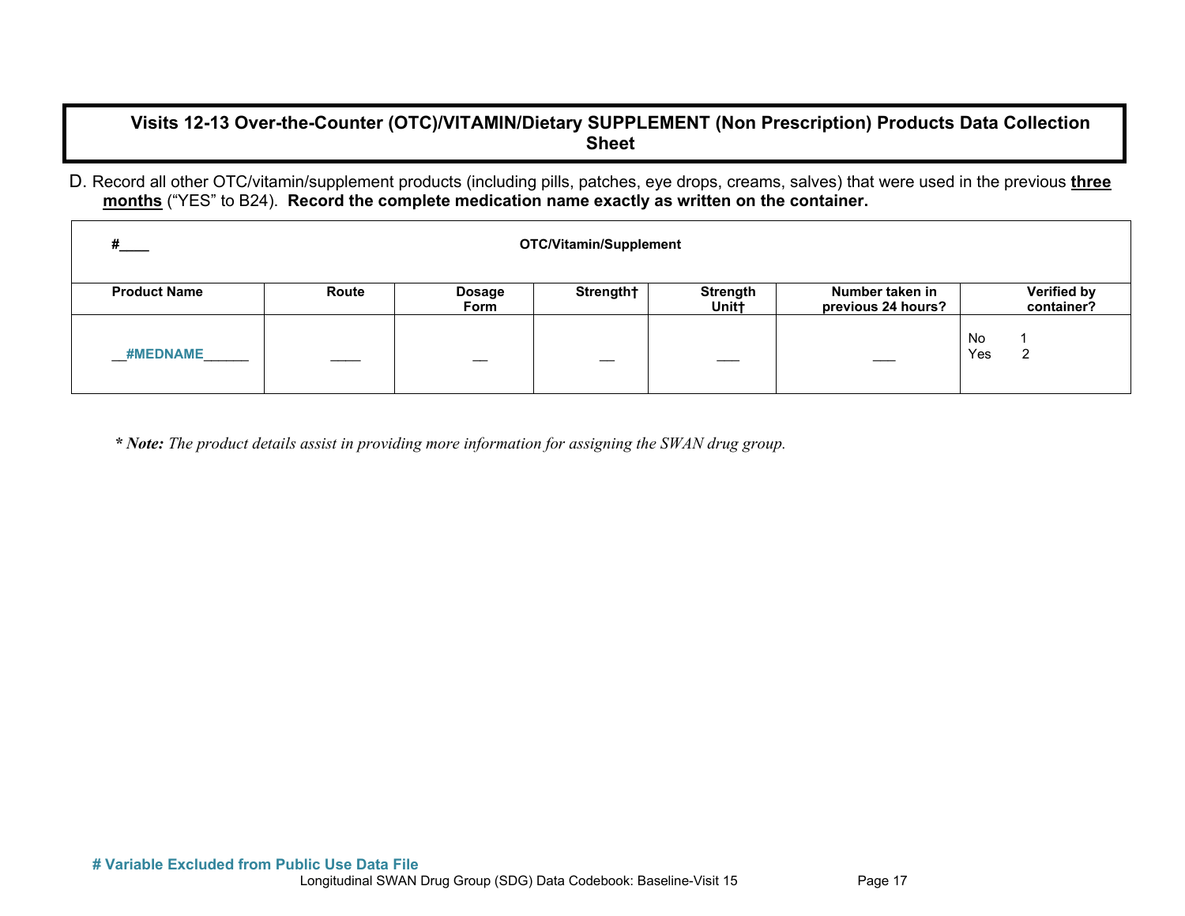## Visits 12-13 Over-the-Counter (OTC)/VITAMIN/Dietary SUPPLEMENT (Non Prescription) Products Data Collection Sheet

D. Record all other OTC/vitamin/supplement products (including pills, patches, eye drops, creams, salves) that were used in the previous **three months** ("YES" to B24). **Record the complete medication name exactly as written on the container.**

| #____ | | | OTC/Vitamin/Supplement | | | |
|---|---|---|---|---|---|---|
| **Product Name** | **Route** | **Dosage Form** | **Strength†** | **Strength Unit†** | **Number taken in previous 24 hours?** | **Verified by container?** |
| __#MEDNAME______ | ____ | __ | __ | ___ | ___ | No 1<br>Yes 2 |

*** Note:** *The product details assist in providing more information for assigning the SWAN drug group.*

**# Variable Excluded from Public Use Data File**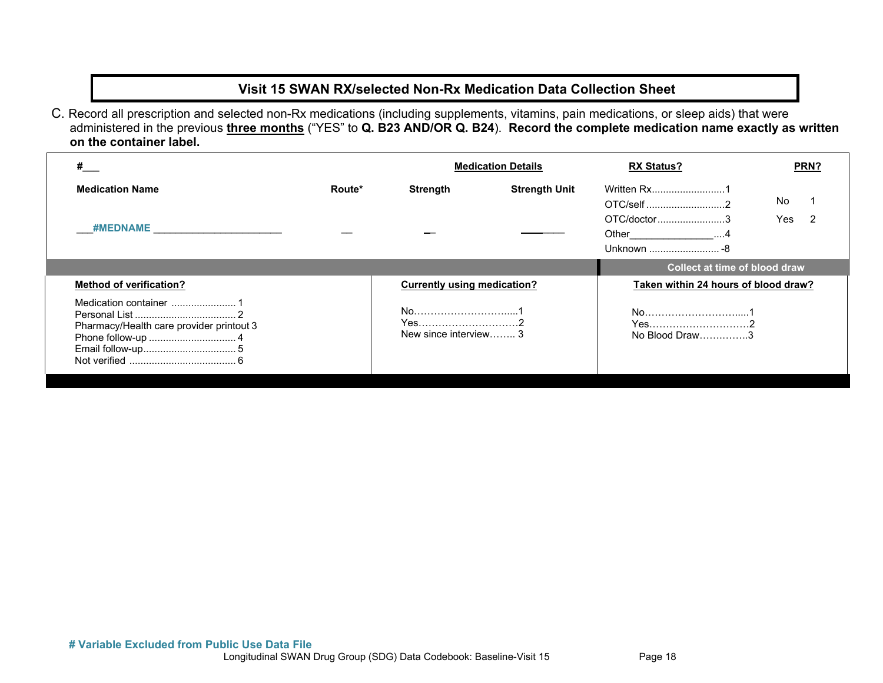## Visit 15 SWAN RX/selected Non-Rx Medication Data Collection Sheet

C. Record all prescription and selected non-Rx medications (including supplements, vitamins, pain medications, or sleep aids) that were administered in the previous **three months** ("YES" to **Q. B23 AND/OR Q. B24**). **Record the complete medication name exactly as written on the container label.**

| #___ | | Medication Details | | RX Status? | PRN? |
|---|---|---|---|---|---|
| **Medication Name** | **Route*** | **Strength** | **Strength Unit** | Written Rx..........................1<br>OTC/self ...........................2<br>OTC/doctor........................3<br>Other_______________....4<br>Unknown ......................... -8 | No 1<br>Yes 2 |
| ___#MEDNAME _______________________ | __ | __ | _______ | | |

| Method of verification? | Currently using medication? | Taken within 24 hours of blood draw? (Collect at time of blood draw) |
|---|---|---|
| Medication container ....................... 1<br>Personal List .................................... 2<br>Pharmacy/Health care provider printout 3<br>Phone follow-up ............................... 4<br>Email follow-up................................. 5<br>Not verified ...................................... 6 | No…………………………....1<br>Yes…………………………2<br>New since interview…….. 3 | No…………………………....1<br>Yes…………………………2<br>No Blood Draw…………..3 |

**# Variable Excluded from Public Use Data File**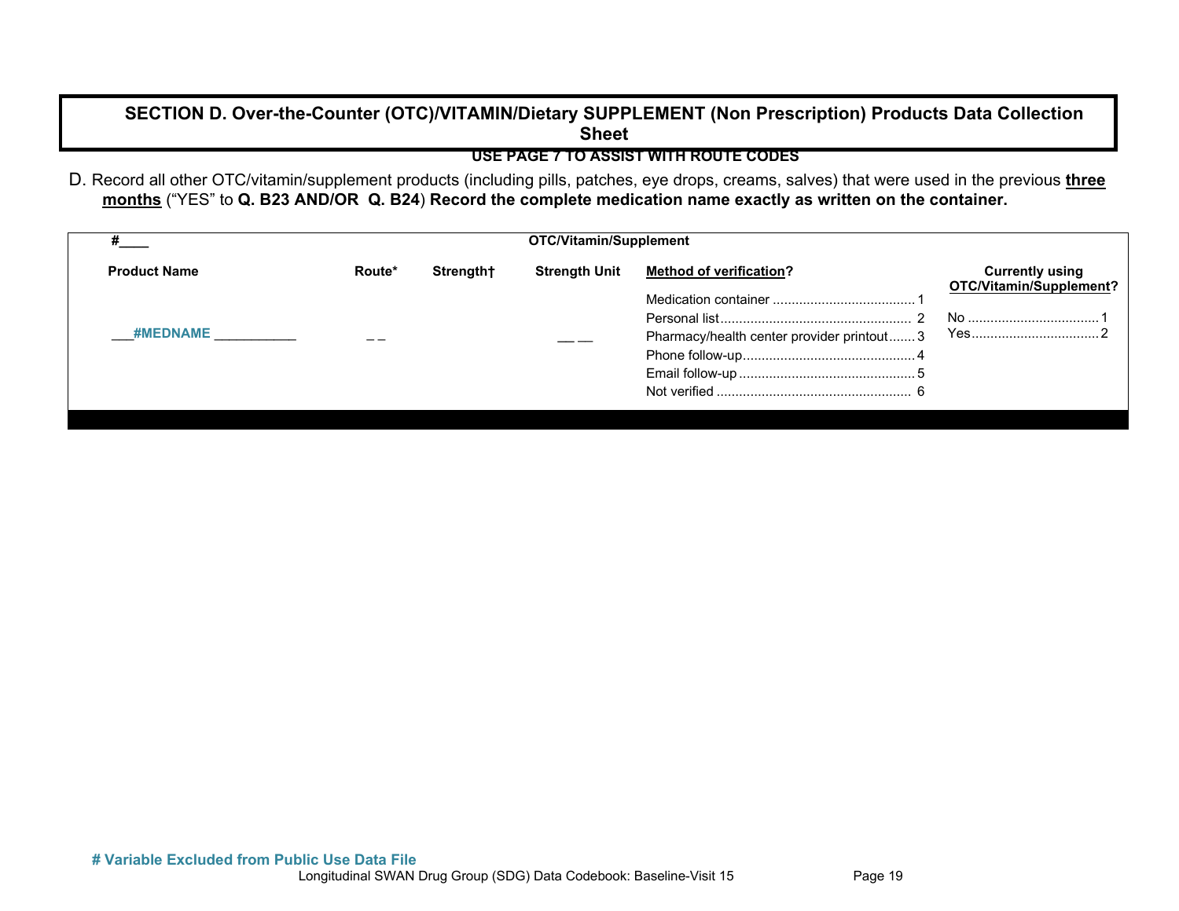## SECTION D. Over-the-Counter (OTC)/VITAMIN/Dietary SUPPLEMENT (Non Prescription) Products Data Collection Sheet

**USE PAGE 7 TO ASSIST WITH ROUTE CODES**

D. Record all other OTC/vitamin/supplement products (including pills, patches, eye drops, creams, salves) that were used in the previous **three months** ("YES" to **Q. B23 AND/OR Q. B24**) **Record the complete medication name exactly as written on the container.**

| #____ | | | OTC/Vitamin/Supplement | | |
|---|---|---|---|---|---|
| **Product Name** | **Route*** | **Strength†** | **Strength Unit** | **Method of verification?** | **Currently using OTC/Vitamin/Supplement?** |
| ___#MEDNAME ___________ | _ _ | | __ __ | Medication container ...... 1<br>Personal list ...... 2<br>Pharmacy/health center provider printout ...... 3<br>Phone follow-up ...... 4<br>Email follow-up ...... 5<br>Not verified ...... 6 | No ...... 1<br>Yes ...... 2 |

**# Variable Excluded from Public Use Data File**